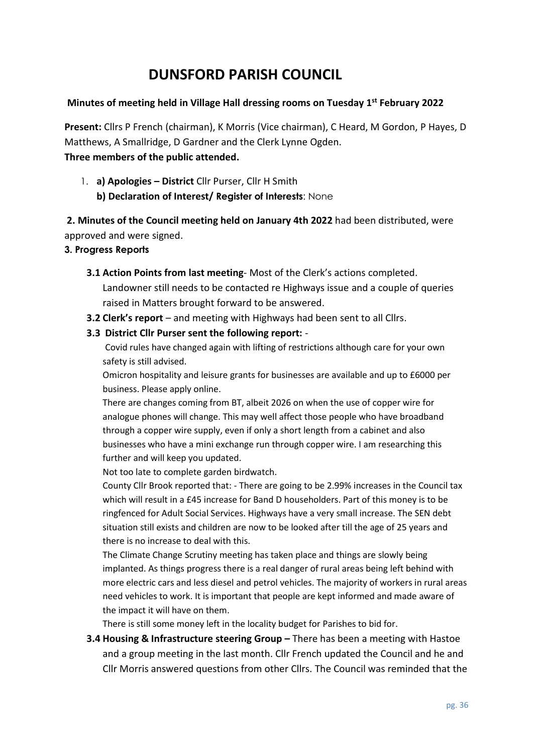# DUNSFORD PARISH COUNCIL

**Minutes of meeting held in Village Hall dressing rooms on Tuesday 1st February 2022**

**Present:** Cllrs P French (chairman), K Morris (Vice chairman), C Heard, M Gordon, P Hayes, D Matthews, A Smallridge, D Gardner and the Clerk Lynne Ogden.
**Three members of the public attended.**

1. **a) Apologies – District** Cllr Purser, Cllr H Smith
   **b) Declaration of Interest/ Register of Interests**: None

**2. Minutes of the Council meeting held on January 4th 2022** had been distributed, were approved and were signed.

**3. Progress Reports**

- **3.1 Action Points from last meeting**- Most of the Clerk's actions completed. Landowner still needs to be contacted re Highways issue and a couple of queries raised in Matters brought forward to be answered.
- **3.2 Clerk's report** – and meeting with Highways had been sent to all Cllrs.
- **3.3 District Cllr Purser sent the following report:** -

  Covid rules have changed again with lifting of restrictions although care for your own safety is still advised.

  Omicron hospitality and leisure grants for businesses are available and up to £6000 per business. Please apply online.

  There are changes coming from BT, albeit 2026 on when the use of copper wire for analogue phones will change. This may well affect those people who have broadband through a copper wire supply, even if only a short length from a cabinet and also businesses who have a mini exchange run through copper wire. I am researching this further and will keep you updated.

  Not too late to complete garden birdwatch.

  County Cllr Brook reported that: - There are going to be 2.99% increases in the Council tax which will result in a £45 increase for Band D householders. Part of this money is to be ringfenced for Adult Social Services. Highways have a very small increase. The SEN debt situation still exists and children are now to be looked after till the age of 25 years and there is no increase to deal with this.

  The Climate Change Scrutiny meeting has taken place and things are slowly being implanted. As things progress there is a real danger of rural areas being left behind with more electric cars and less diesel and petrol vehicles. The majority of workers in rural areas need vehicles to work. It is important that people are kept informed and made aware of the impact it will have on them.

  There is still some money left in the locality budget for Parishes to bid for.
- **3.4 Housing & Infrastructure steering Group –** There has been a meeting with Hastoe and a group meeting in the last month. Cllr French updated the Council and he and Cllr Morris answered questions from other Cllrs. The Council was reminded that the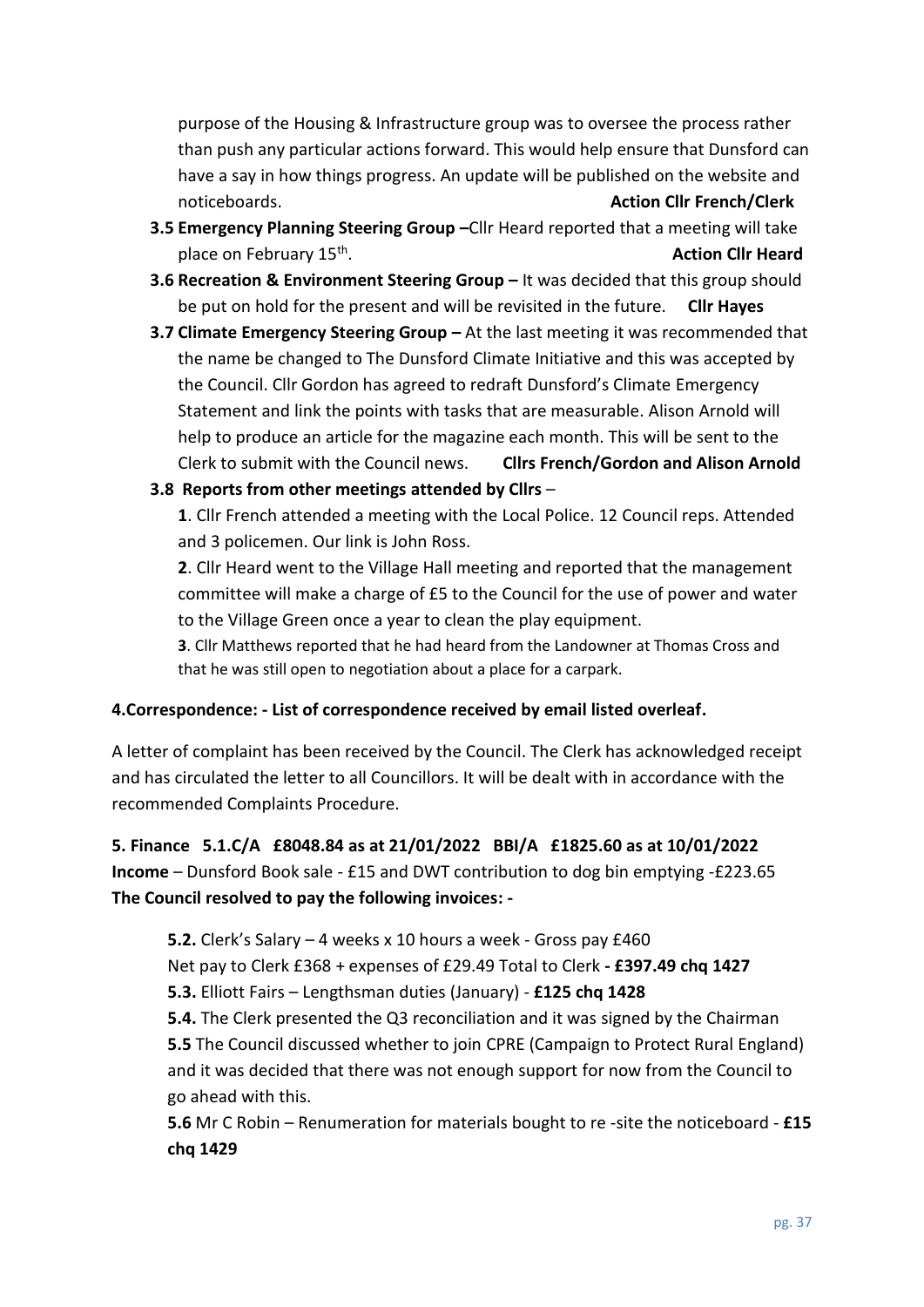purpose of the Housing & Infrastructure group was to oversee the process rather than push any particular actions forward. This would help ensure that Dunsford can have a say in how things progress. An update will be published on the website and noticeboards. **Action Cllr French/Clerk**

- **3.5 Emergency Planning Steering Group –** Cllr Heard reported that a meeting will take place on February 15th. **Action Cllr Heard**
- **3.6 Recreation & Environment Steering Group –** It was decided that this group should be put on hold for the present and will be revisited in the future. **Cllr Hayes**
- **3.7 Climate Emergency Steering Group –** At the last meeting it was recommended that the name be changed to The Dunsford Climate Initiative and this was accepted by the Council. Cllr Gordon has agreed to redraft Dunsford's Climate Emergency Statement and link the points with tasks that are measurable. Alison Arnold will help to produce an article for the magazine each month. This will be sent to the Clerk to submit with the Council news. **Cllrs French/Gordon and Alison Arnold**
- **3.8 Reports from other meetings attended by Cllrs** –

  **1**. Cllr French attended a meeting with the Local Police. 12 Council reps. Attended and 3 policemen. Our link is John Ross.

  **2**. Cllr Heard went to the Village Hall meeting and reported that the management committee will make a charge of £5 to the Council for the use of power and water to the Village Green once a year to clean the play equipment.

  **3**. Cllr Matthews reported that he had heard from the Landowner at Thomas Cross and that he was still open to negotiation about a place for a carpark.

**4.Correspondence: - List of correspondence received by email listed overleaf.**

A letter of complaint has been received by the Council. The Clerk has acknowledged receipt and has circulated the letter to all Councillors. It will be dealt with in accordance with the recommended Complaints Procedure.

**5. Finance 5.1.C/A £8048.84 as at 21/01/2022 BBI/A £1825.60 as at 10/01/2022**

**Income** – Dunsford Book sale - £15 and DWT contribution to dog bin emptying -£223.65

**The Council resolved to pay the following invoices: -**

**5.2.** Clerk's Salary – 4 weeks x 10 hours a week - Gross pay £460
Net pay to Clerk £368 + expenses of £29.49 Total to Clerk **- £397.49 chq 1427**

**5.3.** Elliott Fairs – Lengthsman duties (January) - **£125 chq 1428**

**5.4.** The Clerk presented the Q3 reconciliation and it was signed by the Chairman

**5.5** The Council discussed whether to join CPRE (Campaign to Protect Rural England) and it was decided that there was not enough support for now from the Council to go ahead with this.

**5.6** Mr C Robin – Renumeration for materials bought to re -site the noticeboard - **£15 chq 1429**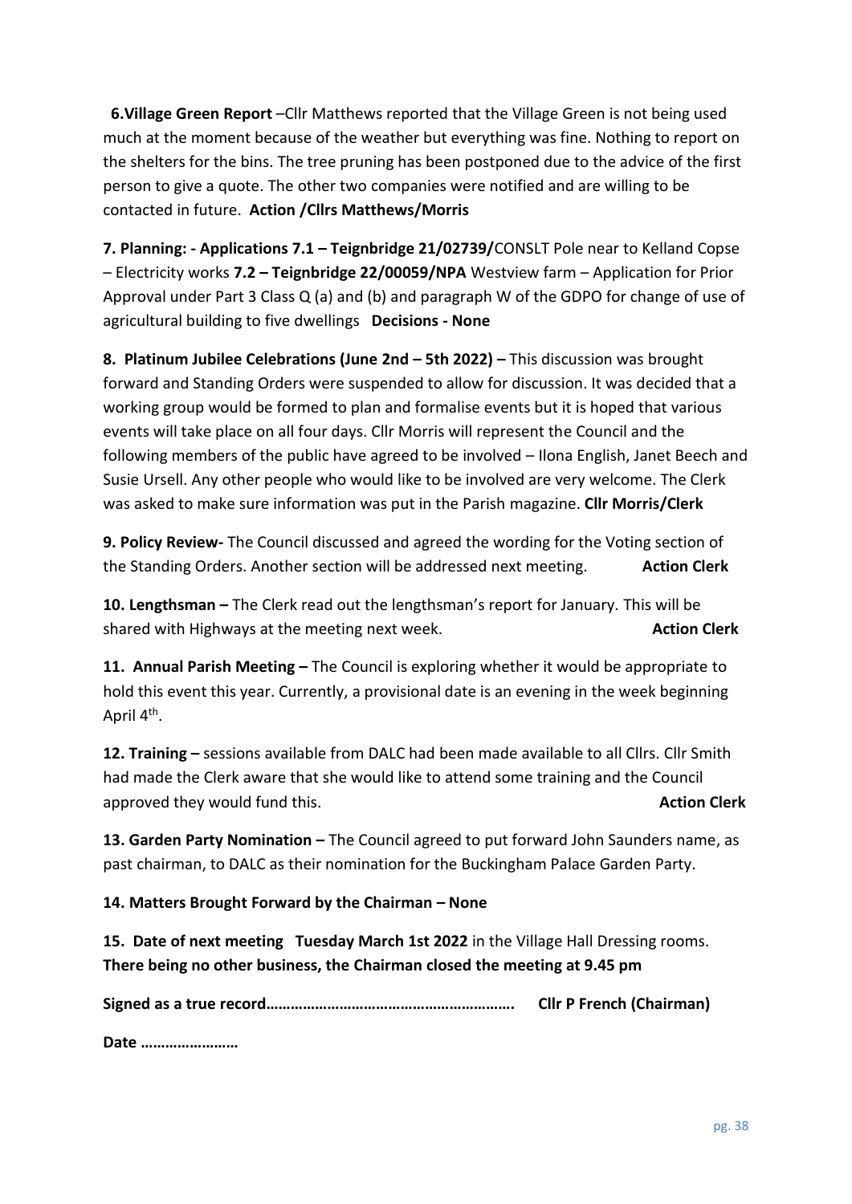**6.Village Green Report** –Cllr Matthews reported that the Village Green is not being used much at the moment because of the weather but everything was fine. Nothing to report on the shelters for the bins. The tree pruning has been postponed due to the advice of the first person to give a quote. The other two companies were notified and are willing to be contacted in future. **Action /Cllrs Matthews/Morris**

**7. Planning: - Applications 7.1 – Teignbridge 21/02739/**CONSLT Pole near to Kelland Copse – Electricity works **7.2 – Teignbridge 22/00059/NPA** Westview farm – Application for Prior Approval under Part 3 Class Q (a) and (b) and paragraph W of the GDPO for change of use of agricultural building to five dwellings **Decisions - None**

**8. Platinum Jubilee Celebrations (June 2nd – 5th 2022) –** This discussion was brought forward and Standing Orders were suspended to allow for discussion. It was decided that a working group would be formed to plan and formalise events but it is hoped that various events will take place on all four days. Cllr Morris will represent the Council and the following members of the public have agreed to be involved – Ilona English, Janet Beech and Susie Ursell. Any other people who would like to be involved are very welcome. The Clerk was asked to make sure information was put in the Parish magazine. **Cllr Morris/Clerk**

**9. Policy Review-** The Council discussed and agreed the wording for the Voting section of the Standing Orders. Another section will be addressed next meeting. **Action Clerk**

**10. Lengthsman –** The Clerk read out the lengthsman's report for January. This will be shared with Highways at the meeting next week. **Action Clerk**

**11. Annual Parish Meeting –** The Council is exploring whether it would be appropriate to hold this event this year. Currently, a provisional date is an evening in the week beginning April 4th.

**12. Training –** sessions available from DALC had been made available to all Cllrs. Cllr Smith had made the Clerk aware that she would like to attend some training and the Council approved they would fund this. **Action Clerk**

**13. Garden Party Nomination –** The Council agreed to put forward John Saunders name, as past chairman, to DALC as their nomination for the Buckingham Palace Garden Party.

**14. Matters Brought Forward by the Chairman – None**

**15. Date of next meeting Tuesday March 1st 2022** in the Village Hall Dressing rooms.
**There being no other business, the Chairman closed the meeting at 9.45 pm**

**Signed as a true record…………………………………………………. Cllr P French (Chairman)**

**Date ……………………**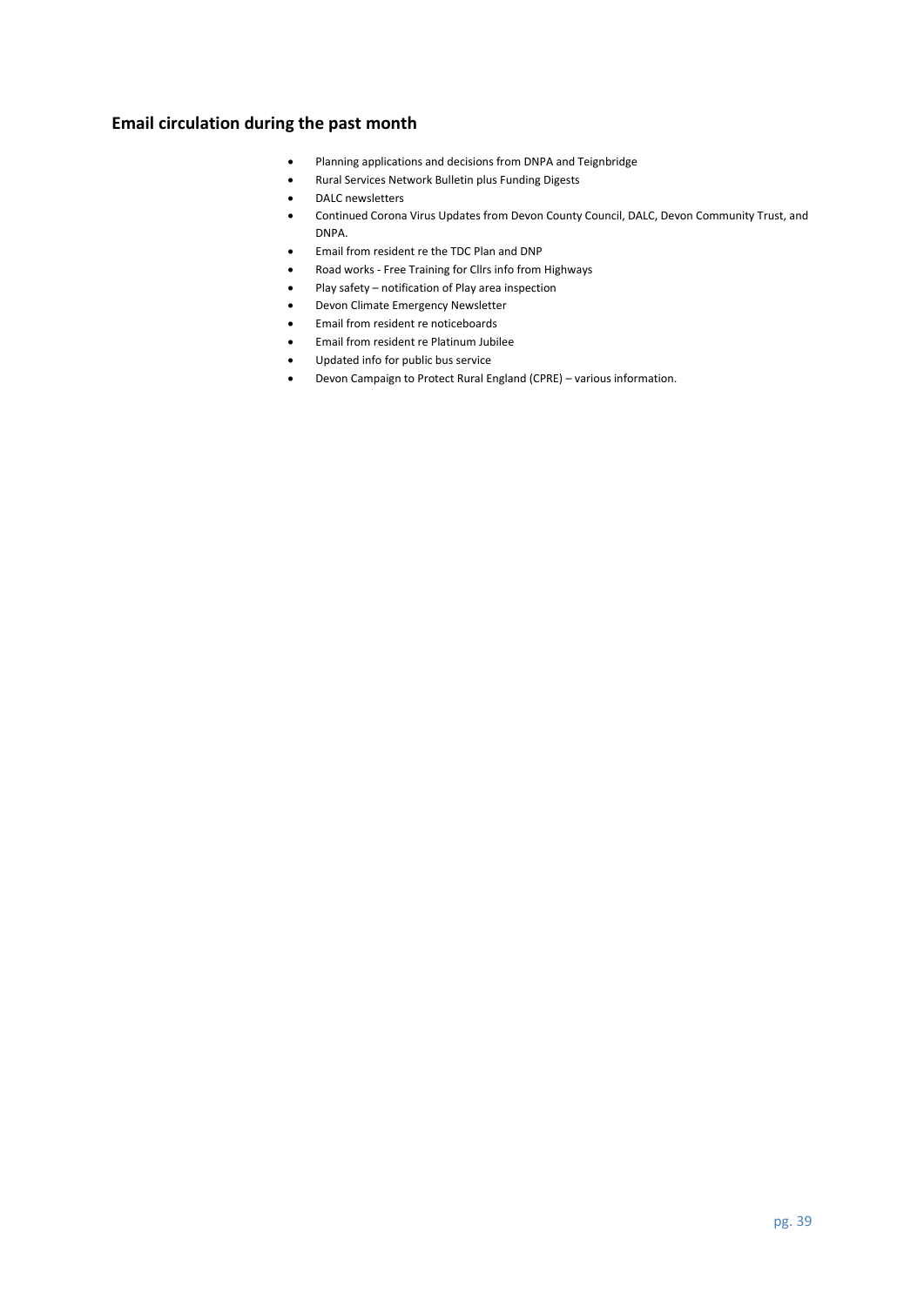## Email circulation during the past month

- Planning applications and decisions from DNPA and Teignbridge
- Rural Services Network Bulletin plus Funding Digests
- DALC newsletters
- Continued Corona Virus Updates from Devon County Council, DALC, Devon Community Trust, and DNPA.
- Email from resident re the TDC Plan and DNP
- Road works - Free Training for Cllrs info from Highways
- Play safety – notification of Play area inspection
- Devon Climate Emergency Newsletter
- Email from resident re noticeboards
- Email from resident re Platinum Jubilee
- Updated info for public bus service
- Devon Campaign to Protect Rural England (CPRE) – various information.